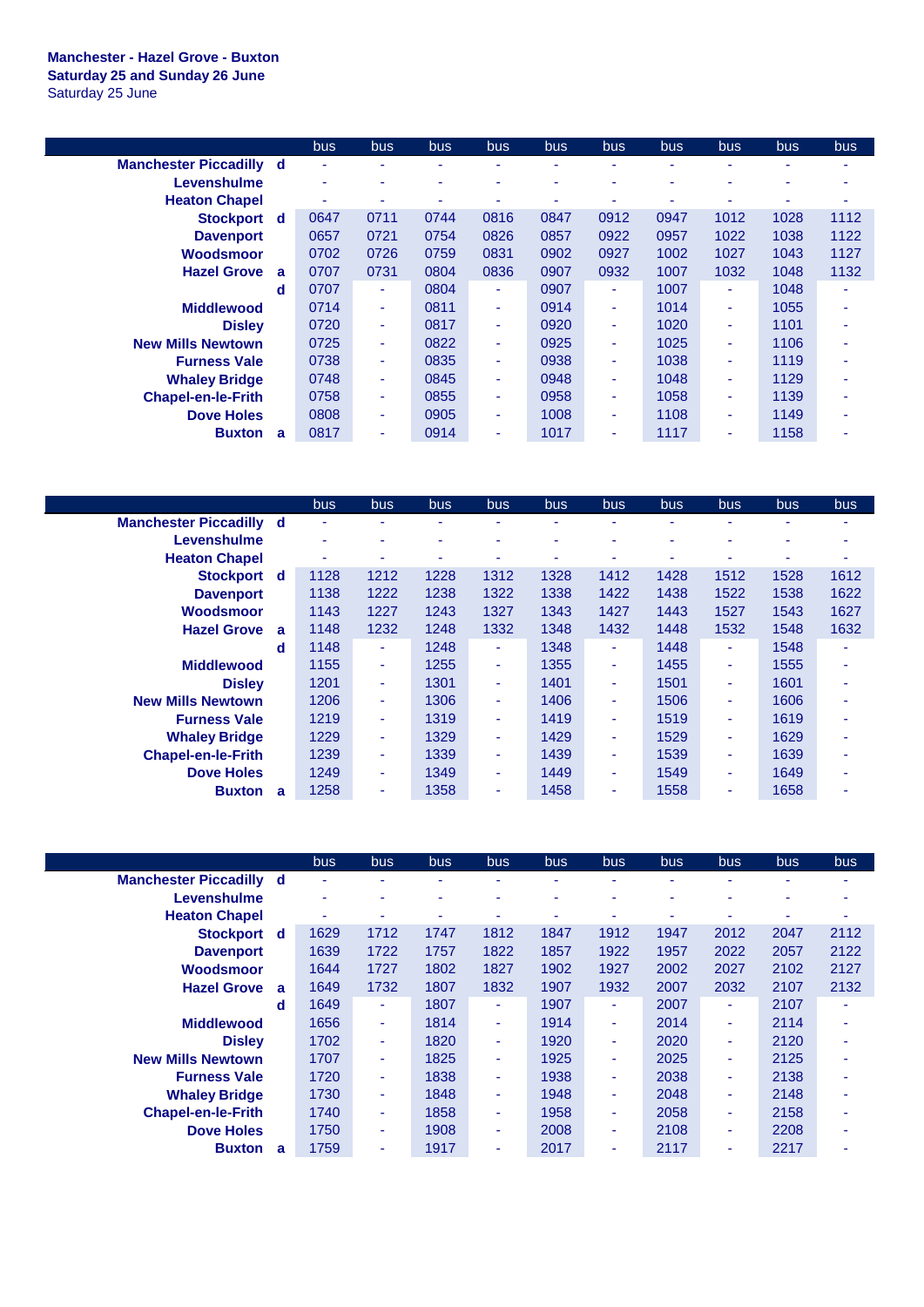**Manchester - Hazel Grove - Buxton**
**Saturday 25 and Sunday 26 June**
Saturday 25 June

| | | bus | bus | bus | bus | bus | bus | bus | bus | bus | bus |
|---|---|---|---|---|---|---|---|---|---|---|---|
| **Manchester Piccadilly** | **d** | - | - | - | - | - | - | - | - | - | - |
| **Levenshulme** | | - | - | - | - | - | - | - | - | - | - |
| **Heaton Chapel** | | - | - | - | - | - | - | - | - | - | - |
| **Stockport** | **d** | 0647 | 0711 | 0744 | 0816 | 0847 | 0912 | 0947 | 1012 | 1028 | 1112 |
| **Davenport** | | 0657 | 0721 | 0754 | 0826 | 0857 | 0922 | 0957 | 1022 | 1038 | 1122 |
| **Woodsmoor** | | 0702 | 0726 | 0759 | 0831 | 0902 | 0927 | 1002 | 1027 | 1043 | 1127 |
| **Hazel Grove** | **a** | 0707 | 0731 | 0804 | 0836 | 0907 | 0932 | 1007 | 1032 | 1048 | 1132 |
| | **d** | 0707 | - | 0804 | - | 0907 | - | 1007 | - | 1048 | - |
| **Middlewood** | | 0714 | - | 0811 | - | 0914 | - | 1014 | - | 1055 | - |
| **Disley** | | 0720 | - | 0817 | - | 0920 | - | 1020 | - | 1101 | - |
| **New Mills Newtown** | | 0725 | - | 0822 | - | 0925 | - | 1025 | - | 1106 | - |
| **Furness Vale** | | 0738 | - | 0835 | - | 0938 | - | 1038 | - | 1119 | - |
| **Whaley Bridge** | | 0748 | - | 0845 | - | 0948 | - | 1048 | - | 1129 | - |
| **Chapel-en-le-Frith** | | 0758 | - | 0855 | - | 0958 | - | 1058 | - | 1139 | - |
| **Dove Holes** | | 0808 | - | 0905 | - | 1008 | - | 1108 | - | 1149 | - |
| **Buxton** | **a** | 0817 | - | 0914 | - | 1017 | - | 1117 | - | 1158 | - |

| | | bus | bus | bus | bus | bus | bus | bus | bus | bus | bus |
|---|---|---|---|---|---|---|---|---|---|---|---|
| **Manchester Piccadilly** | **d** | - | - | - | - | - | - | - | - | - | - |
| **Levenshulme** | | - | - | - | - | - | - | - | - | - | - |
| **Heaton Chapel** | | - | - | - | - | - | - | - | - | - | - |
| **Stockport** | **d** | 1128 | 1212 | 1228 | 1312 | 1328 | 1412 | 1428 | 1512 | 1528 | 1612 |
| **Davenport** | | 1138 | 1222 | 1238 | 1322 | 1338 | 1422 | 1438 | 1522 | 1538 | 1622 |
| **Woodsmoor** | | 1143 | 1227 | 1243 | 1327 | 1343 | 1427 | 1443 | 1527 | 1543 | 1627 |
| **Hazel Grove** | **a** | 1148 | 1232 | 1248 | 1332 | 1348 | 1432 | 1448 | 1532 | 1548 | 1632 |
| | **d** | 1148 | - | 1248 | - | 1348 | - | 1448 | - | 1548 | - |
| **Middlewood** | | 1155 | - | 1255 | - | 1355 | - | 1455 | - | 1555 | - |
| **Disley** | | 1201 | - | 1301 | - | 1401 | - | 1501 | - | 1601 | - |
| **New Mills Newtown** | | 1206 | - | 1306 | - | 1406 | - | 1506 | - | 1606 | - |
| **Furness Vale** | | 1219 | - | 1319 | - | 1419 | - | 1519 | - | 1619 | - |
| **Whaley Bridge** | | 1229 | - | 1329 | - | 1429 | - | 1529 | - | 1629 | - |
| **Chapel-en-le-Frith** | | 1239 | - | 1339 | - | 1439 | - | 1539 | - | 1639 | - |
| **Dove Holes** | | 1249 | - | 1349 | - | 1449 | - | 1549 | - | 1649 | - |
| **Buxton** | **a** | 1258 | - | 1358 | - | 1458 | - | 1558 | - | 1658 | - |

| | | bus | bus | bus | bus | bus | bus | bus | bus | bus | bus |
|---|---|---|---|---|---|---|---|---|---|---|---|
| **Manchester Piccadilly** | **d** | - | - | - | - | - | - | - | - | - | - |
| **Levenshulme** | | - | - | - | - | - | - | - | - | - | - |
| **Heaton Chapel** | | - | - | - | - | - | - | - | - | - | - |
| **Stockport** | **d** | 1629 | 1712 | 1747 | 1812 | 1847 | 1912 | 1947 | 2012 | 2047 | 2112 |
| **Davenport** | | 1639 | 1722 | 1757 | 1822 | 1857 | 1922 | 1957 | 2022 | 2057 | 2122 |
| **Woodsmoor** | | 1644 | 1727 | 1802 | 1827 | 1902 | 1927 | 2002 | 2027 | 2102 | 2127 |
| **Hazel Grove** | **a** | 1649 | 1732 | 1807 | 1832 | 1907 | 1932 | 2007 | 2032 | 2107 | 2132 |
| | **d** | 1649 | - | 1807 | - | 1907 | - | 2007 | - | 2107 | - |
| **Middlewood** | | 1656 | - | 1814 | - | 1914 | - | 2014 | - | 2114 | - |
| **Disley** | | 1702 | - | 1820 | - | 1920 | - | 2020 | - | 2120 | - |
| **New Mills Newtown** | | 1707 | - | 1825 | - | 1925 | - | 2025 | - | 2125 | - |
| **Furness Vale** | | 1720 | - | 1838 | - | 1938 | - | 2038 | - | 2138 | - |
| **Whaley Bridge** | | 1730 | - | 1848 | - | 1948 | - | 2048 | - | 2148 | - |
| **Chapel-en-le-Frith** | | 1740 | - | 1858 | - | 1958 | - | 2058 | - | 2158 | - |
| **Dove Holes** | | 1750 | - | 1908 | - | 2008 | - | 2108 | - | 2208 | - |
| **Buxton** | **a** | 1759 | - | 1917 | - | 2017 | - | 2117 | - | 2217 | - |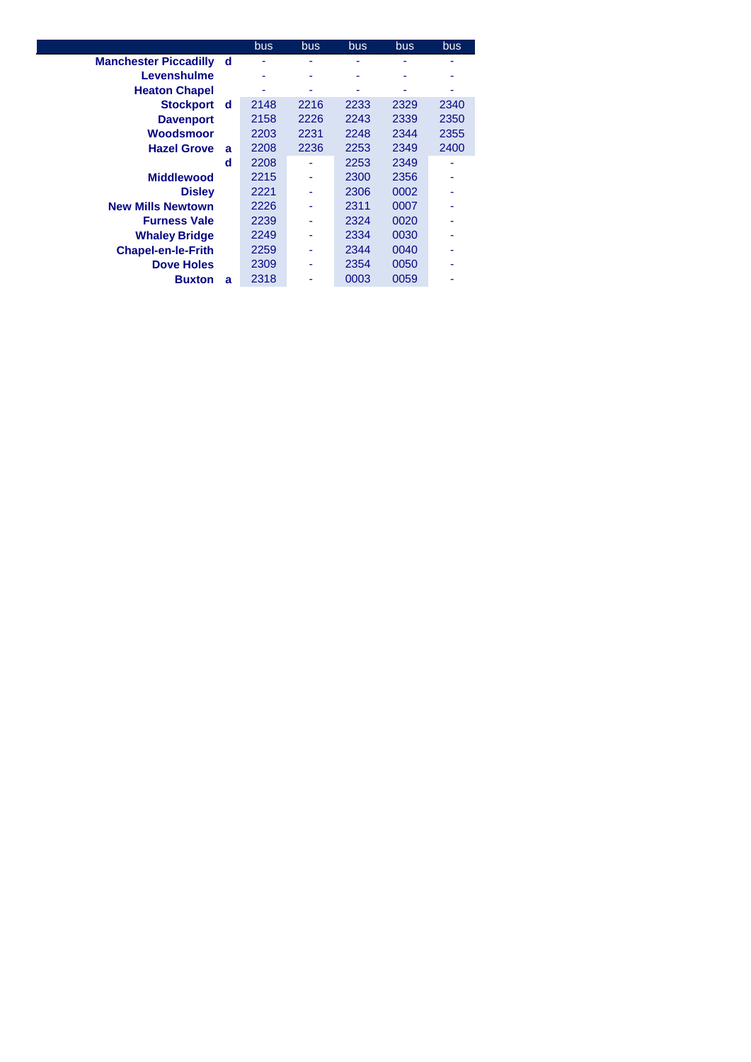| | | bus | bus | bus | bus | bus |
|---|---|---|---|---|---|---|
| **Manchester Piccadilly** | **d** | - | - | - | - | - |
| **Levenshulme** | | - | - | - | - | - |
| **Heaton Chapel** | | - | - | - | - | - |
| **Stockport** | **d** | 2148 | 2216 | 2233 | 2329 | 2340 |
| **Davenport** | | 2158 | 2226 | 2243 | 2339 | 2350 |
| **Woodsmoor** | | 2203 | 2231 | 2248 | 2344 | 2355 |
| **Hazel Grove** | **a** | 2208 | 2236 | 2253 | 2349 | 2400 |
| | **d** | 2208 | - | 2253 | 2349 | - |
| **Middlewood** | | 2215 | - | 2300 | 2356 | - |
| **Disley** | | 2221 | - | 2306 | 0002 | - |
| **New Mills Newtown** | | 2226 | - | 2311 | 0007 | - |
| **Furness Vale** | | 2239 | - | 2324 | 0020 | - |
| **Whaley Bridge** | | 2249 | - | 2334 | 0030 | - |
| **Chapel-en-le-Frith** | | 2259 | - | 2344 | 0040 | - |
| **Dove Holes** | | 2309 | - | 2354 | 0050 | - |
| **Buxton** | **a** | 2318 | - | 0003 | 0059 | - |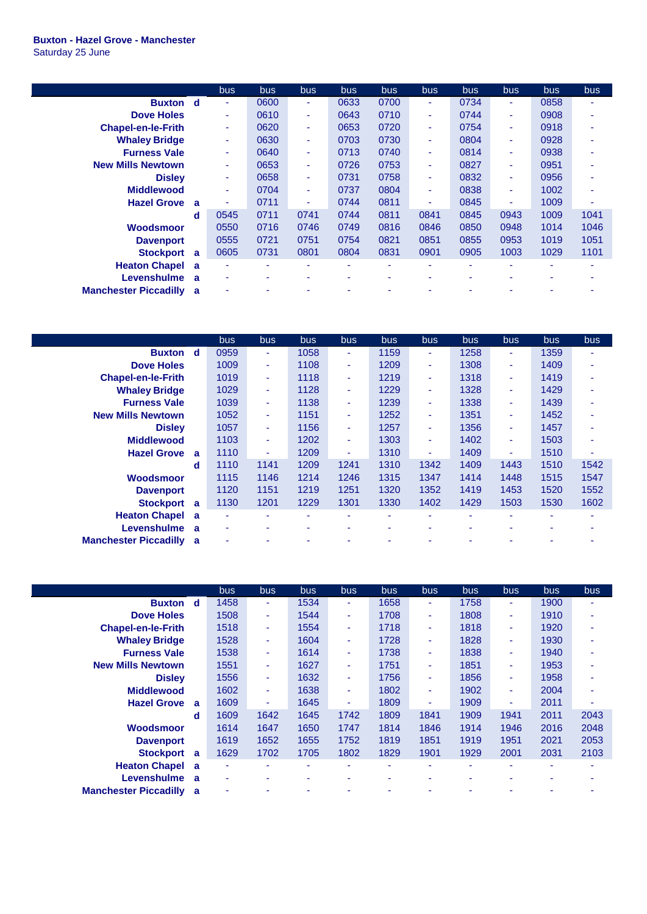**Buxton - Hazel Grove - Manchester**
Saturday 25 June

| | | bus | bus | bus | bus | bus | bus | bus | bus | bus | bus |
|---|---|---|---|---|---|---|---|---|---|---|---|
| **Buxton** | **d** | - | 0600 | - | 0633 | 0700 | - | 0734 | - | 0858 | - |
| **Dove Holes** | | - | 0610 | - | 0643 | 0710 | - | 0744 | - | 0908 | - |
| **Chapel-en-le-Frith** | | - | 0620 | - | 0653 | 0720 | - | 0754 | - | 0918 | - |
| **Whaley Bridge** | | - | 0630 | - | 0703 | 0730 | - | 0804 | - | 0928 | - |
| **Furness Vale** | | - | 0640 | - | 0713 | 0740 | - | 0814 | - | 0938 | - |
| **New Mills Newtown** | | - | 0653 | - | 0726 | 0753 | - | 0827 | - | 0951 | - |
| **Disley** | | - | 0658 | - | 0731 | 0758 | - | 0832 | - | 0956 | - |
| **Middlewood** | | - | 0704 | - | 0737 | 0804 | - | 0838 | - | 1002 | - |
| **Hazel Grove** | **a** | - | 0711 | - | 0744 | 0811 | - | 0845 | - | 1009 | - |
| | **d** | 0545 | 0711 | 0741 | 0744 | 0811 | 0841 | 0845 | 0943 | 1009 | 1041 |
| **Woodsmoor** | | 0550 | 0716 | 0746 | 0749 | 0816 | 0846 | 0850 | 0948 | 1014 | 1046 |
| **Davenport** | | 0555 | 0721 | 0751 | 0754 | 0821 | 0851 | 0855 | 0953 | 1019 | 1051 |
| **Stockport** | **a** | 0605 | 0731 | 0801 | 0804 | 0831 | 0901 | 0905 | 1003 | 1029 | 1101 |
| **Heaton Chapel** | **a** | - | - | - | - | - | - | - | - | - | - |
| **Levenshulme** | **a** | - | - | - | - | - | - | - | - | - | - |
| **Manchester Piccadilly** | **a** | - | - | - | - | - | - | - | - | - | - |

| | | bus | bus | bus | bus | bus | bus | bus | bus | bus | bus |
|---|---|---|---|---|---|---|---|---|---|---|---|
| **Buxton** | **d** | 0959 | - | 1058 | - | 1159 | - | 1258 | - | 1359 | - |
| **Dove Holes** | | 1009 | - | 1108 | - | 1209 | - | 1308 | - | 1409 | - |
| **Chapel-en-le-Frith** | | 1019 | - | 1118 | - | 1219 | - | 1318 | - | 1419 | - |
| **Whaley Bridge** | | 1029 | - | 1128 | - | 1229 | - | 1328 | - | 1429 | - |
| **Furness Vale** | | 1039 | - | 1138 | - | 1239 | - | 1338 | - | 1439 | - |
| **New Mills Newtown** | | 1052 | - | 1151 | - | 1252 | - | 1351 | - | 1452 | - |
| **Disley** | | 1057 | - | 1156 | - | 1257 | - | 1356 | - | 1457 | - |
| **Middlewood** | | 1103 | - | 1202 | - | 1303 | - | 1402 | - | 1503 | - |
| **Hazel Grove** | **a** | 1110 | - | 1209 | - | 1310 | - | 1409 | - | 1510 | - |
| | **d** | 1110 | 1141 | 1209 | 1241 | 1310 | 1342 | 1409 | 1443 | 1510 | 1542 |
| **Woodsmoor** | | 1115 | 1146 | 1214 | 1246 | 1315 | 1347 | 1414 | 1448 | 1515 | 1547 |
| **Davenport** | | 1120 | 1151 | 1219 | 1251 | 1320 | 1352 | 1419 | 1453 | 1520 | 1552 |
| **Stockport** | **a** | 1130 | 1201 | 1229 | 1301 | 1330 | 1402 | 1429 | 1503 | 1530 | 1602 |
| **Heaton Chapel** | **a** | - | - | - | - | - | - | - | - | - | - |
| **Levenshulme** | **a** | - | - | - | - | - | - | - | - | - | - |
| **Manchester Piccadilly** | **a** | - | - | - | - | - | - | - | - | - | - |

| | | bus | bus | bus | bus | bus | bus | bus | bus | bus | bus |
|---|---|---|---|---|---|---|---|---|---|---|---|
| **Buxton** | **d** | 1458 | - | 1534 | - | 1658 | - | 1758 | - | 1900 | - |
| **Dove Holes** | | 1508 | - | 1544 | - | 1708 | - | 1808 | - | 1910 | - |
| **Chapel-en-le-Frith** | | 1518 | - | 1554 | - | 1718 | - | 1818 | - | 1920 | - |
| **Whaley Bridge** | | 1528 | - | 1604 | - | 1728 | - | 1828 | - | 1930 | - |
| **Furness Vale** | | 1538 | - | 1614 | - | 1738 | - | 1838 | - | 1940 | - |
| **New Mills Newtown** | | 1551 | - | 1627 | - | 1751 | - | 1851 | - | 1953 | - |
| **Disley** | | 1556 | - | 1632 | - | 1756 | - | 1856 | - | 1958 | - |
| **Middlewood** | | 1602 | - | 1638 | - | 1802 | - | 1902 | - | 2004 | - |
| **Hazel Grove** | **a** | 1609 | - | 1645 | - | 1809 | - | 1909 | - | 2011 | - |
| | **d** | 1609 | 1642 | 1645 | 1742 | 1809 | 1841 | 1909 | 1941 | 2011 | 2043 |
| **Woodsmoor** | | 1614 | 1647 | 1650 | 1747 | 1814 | 1846 | 1914 | 1946 | 2016 | 2048 |
| **Davenport** | | 1619 | 1652 | 1655 | 1752 | 1819 | 1851 | 1919 | 1951 | 2021 | 2053 |
| **Stockport** | **a** | 1629 | 1702 | 1705 | 1802 | 1829 | 1901 | 1929 | 2001 | 2031 | 2103 |
| **Heaton Chapel** | **a** | - | - | - | - | - | - | - | - | - | - |
| **Levenshulme** | **a** | - | - | - | - | - | - | - | - | - | - |
| **Manchester Piccadilly** | **a** | - | - | - | - | - | - | - | - | - | - |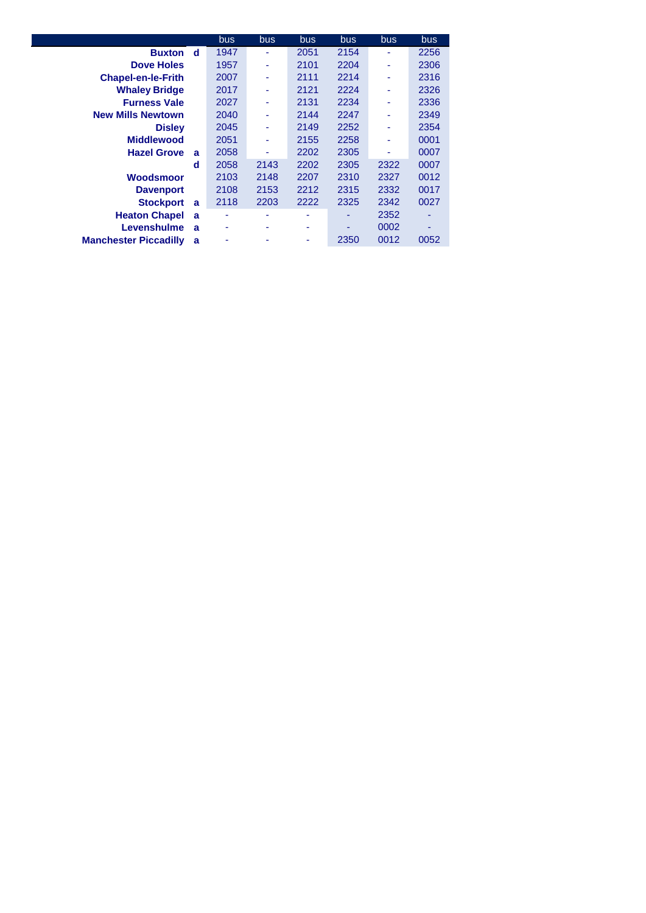| | | bus | bus | bus | bus | bus | bus |
|---|---|---|---|---|---|---|---|
| **Buxton** | **d** | 1947 | - | 2051 | 2154 | - | 2256 |
| **Dove Holes** | | 1957 | - | 2101 | 2204 | - | 2306 |
| **Chapel-en-le-Frith** | | 2007 | - | 2111 | 2214 | - | 2316 |
| **Whaley Bridge** | | 2017 | - | 2121 | 2224 | - | 2326 |
| **Furness Vale** | | 2027 | - | 2131 | 2234 | - | 2336 |
| **New Mills Newtown** | | 2040 | - | 2144 | 2247 | - | 2349 |
| **Disley** | | 2045 | - | 2149 | 2252 | - | 2354 |
| **Middlewood** | | 2051 | - | 2155 | 2258 | - | 0001 |
| **Hazel Grove** | **a** | 2058 | - | 2202 | 2305 | - | 0007 |
| | **d** | 2058 | 2143 | 2202 | 2305 | 2322 | 0007 |
| **Woodsmoor** | | 2103 | 2148 | 2207 | 2310 | 2327 | 0012 |
| **Davenport** | | 2108 | 2153 | 2212 | 2315 | 2332 | 0017 |
| **Stockport** | **a** | 2118 | 2203 | 2222 | 2325 | 2342 | 0027 |
| **Heaton Chapel** | **a** | - | - | - | - | 2352 | - |
| **Levenshulme** | **a** | - | - | - | - | 0002 | - |
| **Manchester Piccadilly** | **a** | - | - | - | 2350 | 0012 | 0052 |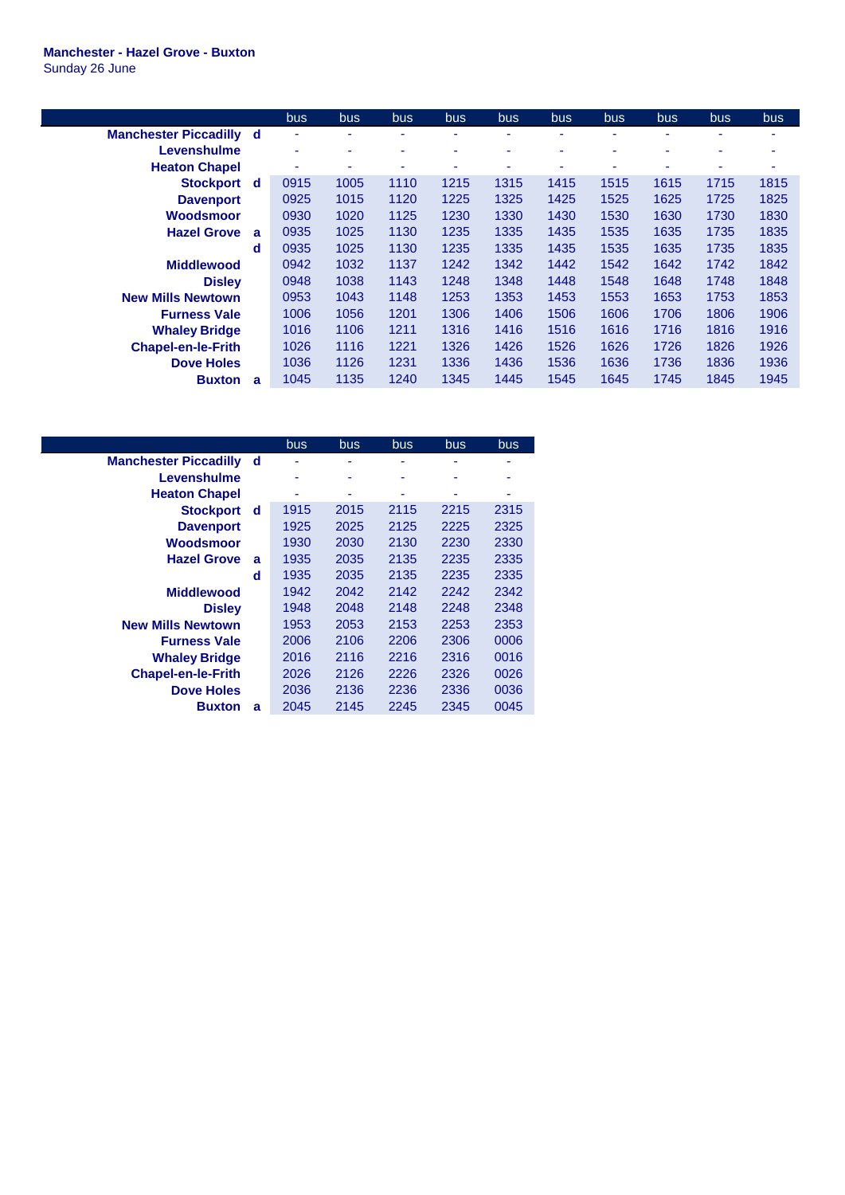**Manchester - Hazel Grove - Buxton**
Sunday 26 June

| | | bus | bus | bus | bus | bus | bus | bus | bus | bus | bus |
|---|---|---|---|---|---|---|---|---|---|---|---|
| **Manchester Piccadilly** | **d** | - | - | - | - | - | - | - | - | - | - |
| **Levenshulme** | | - | - | - | - | - | - | - | - | - | - |
| **Heaton Chapel** | | - | - | - | - | - | - | - | - | - | - |
| **Stockport** | **d** | 0915 | 1005 | 1110 | 1215 | 1315 | 1415 | 1515 | 1615 | 1715 | 1815 |
| **Davenport** | | 0925 | 1015 | 1120 | 1225 | 1325 | 1425 | 1525 | 1625 | 1725 | 1825 |
| **Woodsmoor** | | 0930 | 1020 | 1125 | 1230 | 1330 | 1430 | 1530 | 1630 | 1730 | 1830 |
| **Hazel Grove** | **a** | 0935 | 1025 | 1130 | 1235 | 1335 | 1435 | 1535 | 1635 | 1735 | 1835 |
| | **d** | 0935 | 1025 | 1130 | 1235 | 1335 | 1435 | 1535 | 1635 | 1735 | 1835 |
| **Middlewood** | | 0942 | 1032 | 1137 | 1242 | 1342 | 1442 | 1542 | 1642 | 1742 | 1842 |
| **Disley** | | 0948 | 1038 | 1143 | 1248 | 1348 | 1448 | 1548 | 1648 | 1748 | 1848 |
| **New Mills Newtown** | | 0953 | 1043 | 1148 | 1253 | 1353 | 1453 | 1553 | 1653 | 1753 | 1853 |
| **Furness Vale** | | 1006 | 1056 | 1201 | 1306 | 1406 | 1506 | 1606 | 1706 | 1806 | 1906 |
| **Whaley Bridge** | | 1016 | 1106 | 1211 | 1316 | 1416 | 1516 | 1616 | 1716 | 1816 | 1916 |
| **Chapel-en-le-Frith** | | 1026 | 1116 | 1221 | 1326 | 1426 | 1526 | 1626 | 1726 | 1826 | 1926 |
| **Dove Holes** | | 1036 | 1126 | 1231 | 1336 | 1436 | 1536 | 1636 | 1736 | 1836 | 1936 |
| **Buxton** | **a** | 1045 | 1135 | 1240 | 1345 | 1445 | 1545 | 1645 | 1745 | 1845 | 1945 |

| | | bus | bus | bus | bus | bus |
|---|---|---|---|---|---|---|
| **Manchester Piccadilly** | **d** | - | - | - | - | - |
| **Levenshulme** | | - | - | - | - | - |
| **Heaton Chapel** | | - | - | - | - | - |
| **Stockport** | **d** | 1915 | 2015 | 2115 | 2215 | 2315 |
| **Davenport** | | 1925 | 2025 | 2125 | 2225 | 2325 |
| **Woodsmoor** | | 1930 | 2030 | 2130 | 2230 | 2330 |
| **Hazel Grove** | **a** | 1935 | 2035 | 2135 | 2235 | 2335 |
| | **d** | 1935 | 2035 | 2135 | 2235 | 2335 |
| **Middlewood** | | 1942 | 2042 | 2142 | 2242 | 2342 |
| **Disley** | | 1948 | 2048 | 2148 | 2248 | 2348 |
| **New Mills Newtown** | | 1953 | 2053 | 2153 | 2253 | 2353 |
| **Furness Vale** | | 2006 | 2106 | 2206 | 2306 | 0006 |
| **Whaley Bridge** | | 2016 | 2116 | 2216 | 2316 | 0016 |
| **Chapel-en-le-Frith** | | 2026 | 2126 | 2226 | 2326 | 0026 |
| **Dove Holes** | | 2036 | 2136 | 2236 | 2336 | 0036 |
| **Buxton** | **a** | 2045 | 2145 | 2245 | 2345 | 0045 |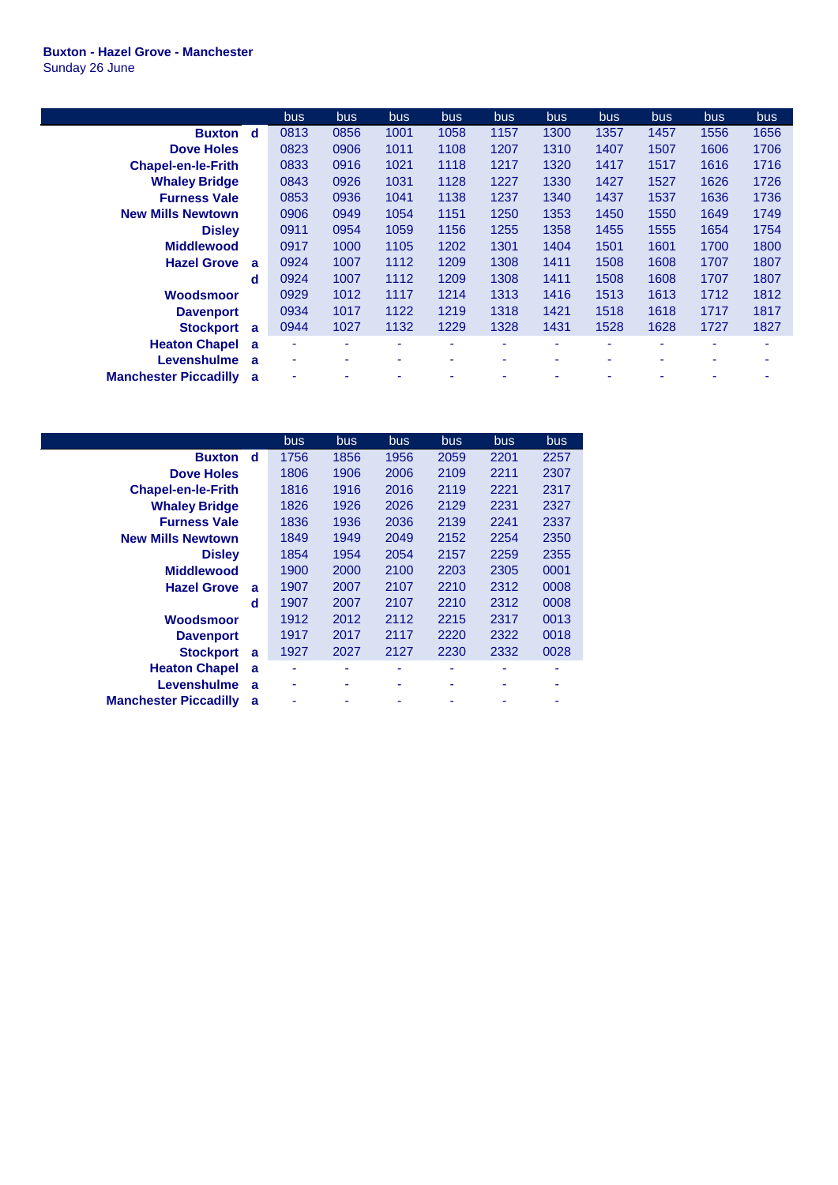**Buxton - Hazel Grove - Manchester**
Sunday 26 June

| | | bus | bus | bus | bus | bus | bus | bus | bus | bus | bus |
|---|---|---|---|---|---|---|---|---|---|---|---|
| **Buxton** | **d** | 0813 | 0856 | 1001 | 1058 | 1157 | 1300 | 1357 | 1457 | 1556 | 1656 |
| **Dove Holes** | | 0823 | 0906 | 1011 | 1108 | 1207 | 1310 | 1407 | 1507 | 1606 | 1706 |
| **Chapel-en-le-Frith** | | 0833 | 0916 | 1021 | 1118 | 1217 | 1320 | 1417 | 1517 | 1616 | 1716 |
| **Whaley Bridge** | | 0843 | 0926 | 1031 | 1128 | 1227 | 1330 | 1427 | 1527 | 1626 | 1726 |
| **Furness Vale** | | 0853 | 0936 | 1041 | 1138 | 1237 | 1340 | 1437 | 1537 | 1636 | 1736 |
| **New Mills Newtown** | | 0906 | 0949 | 1054 | 1151 | 1250 | 1353 | 1450 | 1550 | 1649 | 1749 |
| **Disley** | | 0911 | 0954 | 1059 | 1156 | 1255 | 1358 | 1455 | 1555 | 1654 | 1754 |
| **Middlewood** | | 0917 | 1000 | 1105 | 1202 | 1301 | 1404 | 1501 | 1601 | 1700 | 1800 |
| **Hazel Grove** | **a** | 0924 | 1007 | 1112 | 1209 | 1308 | 1411 | 1508 | 1608 | 1707 | 1807 |
| | **d** | 0924 | 1007 | 1112 | 1209 | 1308 | 1411 | 1508 | 1608 | 1707 | 1807 |
| **Woodsmoor** | | 0929 | 1012 | 1117 | 1214 | 1313 | 1416 | 1513 | 1613 | 1712 | 1812 |
| **Davenport** | | 0934 | 1017 | 1122 | 1219 | 1318 | 1421 | 1518 | 1618 | 1717 | 1817 |
| **Stockport** | **a** | 0944 | 1027 | 1132 | 1229 | 1328 | 1431 | 1528 | 1628 | 1727 | 1827 |
| **Heaton Chapel** | **a** | - | - | - | - | - | - | - | - | - | - |
| **Levenshulme** | **a** | - | - | - | - | - | - | - | - | - | - |
| **Manchester Piccadilly** | **a** | - | - | - | - | - | - | - | - | - | - |

| | | bus | bus | bus | bus | bus | bus |
|---|---|---|---|---|---|---|---|
| **Buxton** | **d** | 1756 | 1856 | 1956 | 2059 | 2201 | 2257 |
| **Dove Holes** | | 1806 | 1906 | 2006 | 2109 | 2211 | 2307 |
| **Chapel-en-le-Frith** | | 1816 | 1916 | 2016 | 2119 | 2221 | 2317 |
| **Whaley Bridge** | | 1826 | 1926 | 2026 | 2129 | 2231 | 2327 |
| **Furness Vale** | | 1836 | 1936 | 2036 | 2139 | 2241 | 2337 |
| **New Mills Newtown** | | 1849 | 1949 | 2049 | 2152 | 2254 | 2350 |
| **Disley** | | 1854 | 1954 | 2054 | 2157 | 2259 | 2355 |
| **Middlewood** | | 1900 | 2000 | 2100 | 2203 | 2305 | 0001 |
| **Hazel Grove** | **a** | 1907 | 2007 | 2107 | 2210 | 2312 | 0008 |
| | **d** | 1907 | 2007 | 2107 | 2210 | 2312 | 0008 |
| **Woodsmoor** | | 1912 | 2012 | 2112 | 2215 | 2317 | 0013 |
| **Davenport** | | 1917 | 2017 | 2117 | 2220 | 2322 | 0018 |
| **Stockport** | **a** | 1927 | 2027 | 2127 | 2230 | 2332 | 0028 |
| **Heaton Chapel** | **a** | - | - | - | - | - | - |
| **Levenshulme** | **a** | - | - | - | - | - | - |
| **Manchester Piccadilly** | **a** | - | - | - | - | - | - |